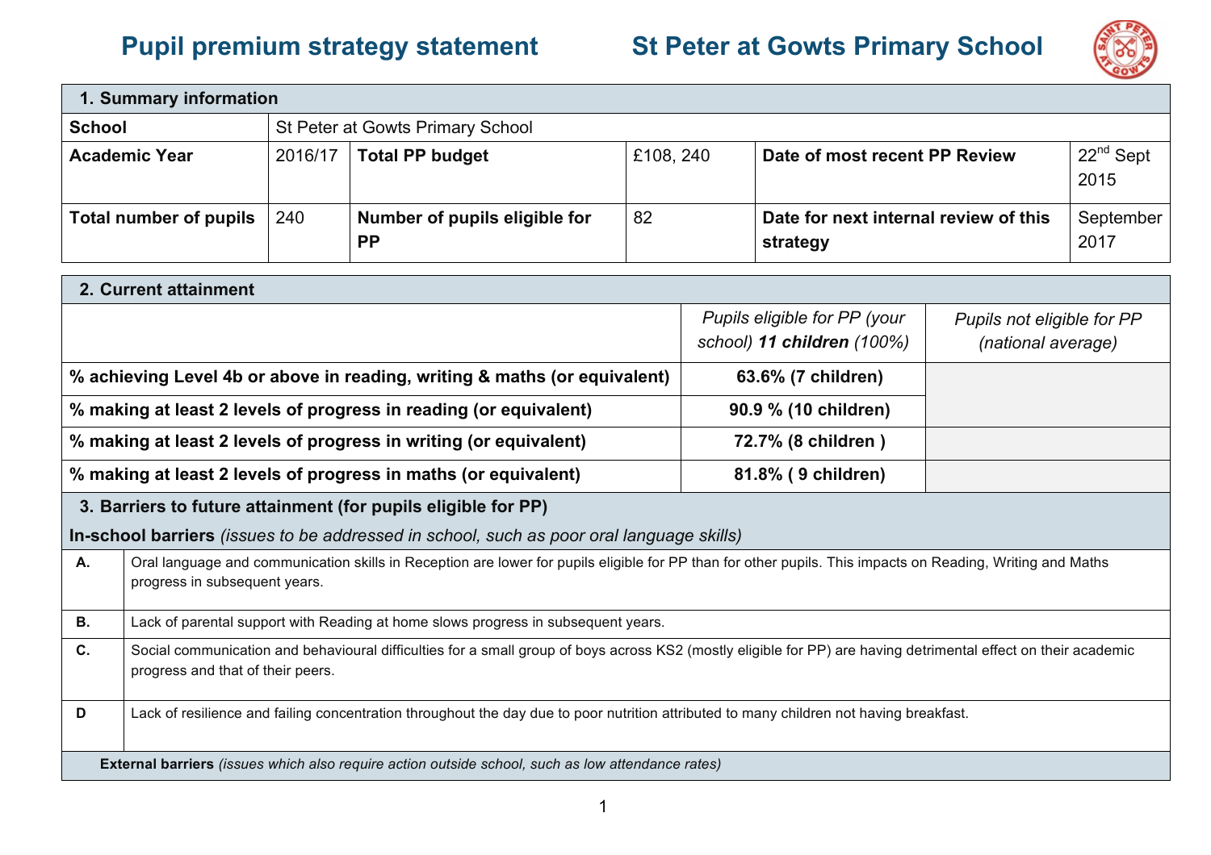# Pupil premium strategy statement St Peter at Gowts Primary School

| 1. Summary information | | | | | |
|---|---|---|---|---|---|
| **School** | St Peter at Gowts Primary School | | | | |
| **Academic Year** | 2016/17 | **Total PP budget** | £108, 240 | **Date of most recent PP Review** | 22nd Sept 2015 |
| **Total number of pupils** | 240 | **Number of pupils eligible for PP** | 82 | **Date for next internal review of this strategy** | September 2017 |

| 2. Current attainment | | |
|---|---|---|
| | *Pupils eligible for PP (your school)* ***11 children*** *(100%)* | *Pupils not eligible for PP (national average)* |
| **% achieving Level 4b or above in reading, writing & maths (or equivalent)** | **63.6% (7 children)** | |
| **% making at least 2 levels of progress in reading (or equivalent)** | **90.9 % (10 children)** | |
| **% making at least 2 levels of progress in writing (or equivalent)** | **72.7% (8 children )** | |
| **% making at least 2 levels of progress in maths (or equivalent)** | **81.8% ( 9 children)** | |

| 3. Barriers to future attainment (for pupils eligible for PP) | |
|---|---|
| **In-school barriers** *(issues to be addressed in school, such as poor oral language skills)* | |
| **A.** | Oral language and communication skills in Reception are lower for pupils eligible for PP than for other pupils. This impacts on Reading, Writing and Maths progress in subsequent years. |
| **B.** | Lack of parental support with Reading at home slows progress in subsequent years. |
| **C.** | Social communication and behavioural difficulties for a small group of boys across KS2 (mostly eligible for PP) are having detrimental effect on their academic progress and that of their peers. |
| **D** | Lack of resilience and failing concentration throughout the day due to poor nutrition attributed to many children not having breakfast. |
| **External barriers** *(issues which also require action outside school, such as low attendance rates)* | |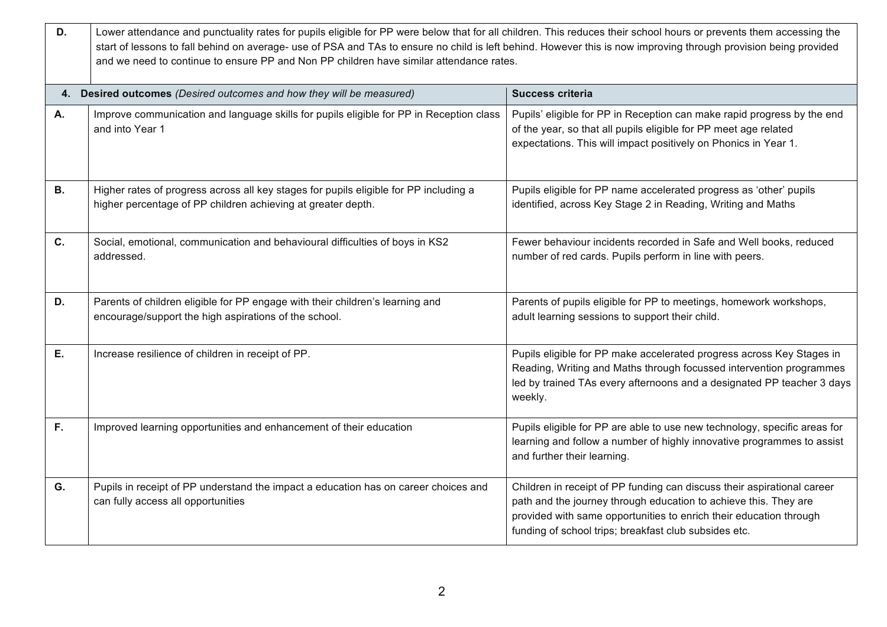| | |
|---|---|
| **D.** | Lower attendance and punctuality rates for pupils eligible for PP were below that for all children. This reduces their school hours or prevents them accessing the start of lessons to fall behind on average- use of PSA and TAs to ensure no child is left behind. However this is now improving through provision being provided and we need to continue to ensure PP and Non PP children have similar attendance rates. |

| **4. Desired outcomes** *(Desired outcomes and how they will be measured)* | | **Success criteria** |
|---|---|---|
| **A.** | Improve communication and language skills for pupils eligible for PP in Reception class and into Year 1 | Pupils' eligible for PP in Reception can make rapid progress by the end of the year, so that all pupils eligible for PP meet age related expectations. This will impact positively on Phonics in Year 1. |
| **B.** | Higher rates of progress across all key stages for pupils eligible for PP including a higher percentage of PP children achieving at greater depth. | Pupils eligible for PP name accelerated progress as 'other' pupils identified, across Key Stage 2 in Reading, Writing and Maths |
| **C.** | Social, emotional, communication and behavioural difficulties of boys in KS2 addressed. | Fewer behaviour incidents recorded in Safe and Well books, reduced number of red cards. Pupils perform in line with peers. |
| **D.** | Parents of children eligible for PP engage with their children's learning and encourage/support the high aspirations of the school. | Parents of pupils eligible for PP to meetings, homework workshops, adult learning sessions to support their child. |
| **E.** | Increase resilience of children in receipt of PP. | Pupils eligible for PP make accelerated progress across Key Stages in Reading, Writing and Maths through focussed intervention programmes led by trained TAs every afternoons and a designated PP teacher 3 days weekly. |
| **F.** | Improved learning opportunities and enhancement of their education | Pupils eligible for PP are able to use new technology, specific areas for learning and follow a number of highly innovative programmes to assist and further their learning. |
| **G.** | Pupils in receipt of PP understand the impact a education has on career choices and can fully access all opportunities | Children in receipt of PP funding can discuss their aspirational career path and the journey through education to achieve this. They are provided with same opportunities to enrich their education through funding of school trips; breakfast club subsides etc. |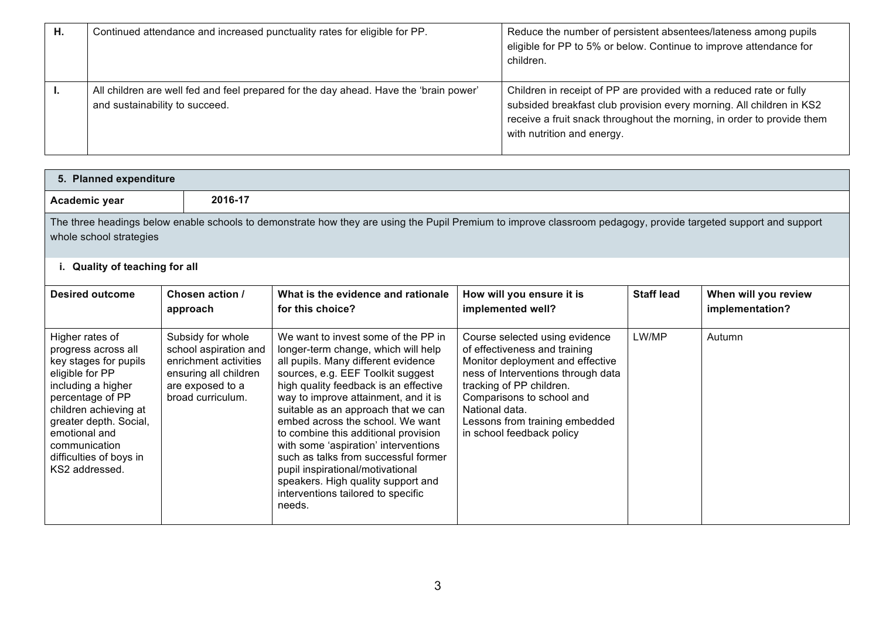| | | |
|---|---|---|
| **H.** | Continued attendance and increased punctuality rates for eligible for PP. | Reduce the number of persistent absentees/lateness among pupils eligible for PP to 5% or below. Continue to improve attendance for children. |
| **I.** | All children are well fed and feel prepared for the day ahead. Have the 'brain power' and sustainability to succeed. | Children in receipt of PP are provided with a reduced rate or fully subsided breakfast club provision every morning. All children in KS2 receive a fruit snack throughout the morning, in order to provide them with nutrition and energy. |

## 5. Planned expenditure

| | |
|---|---|
| **Academic year** | **2016-17** |

The three headings below enable schools to demonstrate how they are using the Pupil Premium to improve classroom pedagogy, provide targeted support and support whole school strategies

### i. Quality of teaching for all

| Desired outcome | Chosen action / approach | What is the evidence and rationale for this choice? | How will you ensure it is implemented well? | Staff lead | When will you review implementation? |
|---|---|---|---|---|---|
| Higher rates of progress across all key stages for pupils eligible for PP including a higher percentage of PP children achieving at greater depth. Social, emotional and communication difficulties of boys in KS2 addressed. | Subsidy for whole school aspiration and enrichment activities ensuring all children are exposed to a broad curriculum. | We want to invest some of the PP in longer-term change, which will help all pupils. Many different evidence sources, e.g. EEF Toolkit suggest high quality feedback is an effective way to improve attainment, and it is suitable as an approach that we can embed across the school. We want to combine this additional provision with some 'aspiration' interventions such as talks from successful former pupil inspirational/motivational speakers. High quality support and interventions tailored to specific needs. | Course selected using evidence of effectiveness and training Monitor deployment and effective ness of Interventions through data tracking of PP children. Comparisons to school and National data. Lessons from training embedded in school feedback policy | LW/MP | Autumn |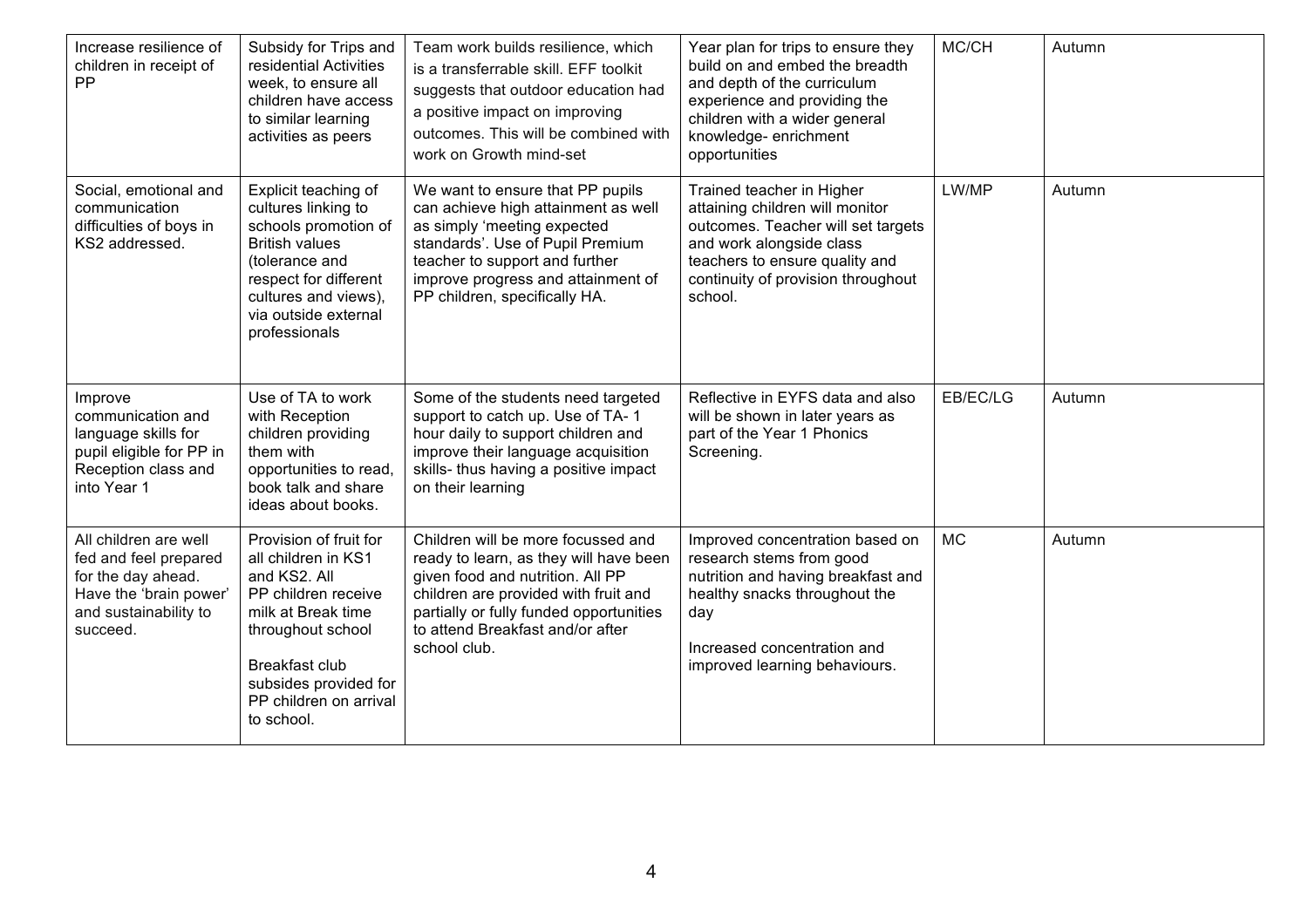| | | | | | |
|---|---|---|---|---|---|
| Increase resilience of children in receipt of PP | Subsidy for Trips and residential Activities week, to ensure all children have access to similar learning activities as peers | Team work builds resilience, which is a transferrable skill. EFF toolkit suggests that outdoor education had a positive impact on improving outcomes. This will be combined with work on Growth mind-set | Year plan for trips to ensure they build on and embed the breadth and depth of the curriculum experience and providing the children with a wider general knowledge- enrichment opportunities | MC/CH | Autumn |
| Social, emotional and communication difficulties of boys in KS2 addressed. | Explicit teaching of cultures linking to schools promotion of British values (tolerance and respect for different cultures and views), via outside external professionals | We want to ensure that PP pupils can achieve high attainment as well as simply 'meeting expected standards'. Use of Pupil Premium teacher to support and further improve progress and attainment of PP children, specifically HA. | Trained teacher in Higher attaining children will monitor outcomes. Teacher will set targets and work alongside class teachers to ensure quality and continuity of provision throughout school. | LW/MP | Autumn |
| Improve communication and language skills for pupil eligible for PP in Reception class and into Year 1 | Use of TA to work with Reception children providing them with opportunities to read, book talk and share ideas about books. | Some of the students need targeted support to catch up. Use of TA- 1 hour daily to support children and improve their language acquisition skills- thus having a positive impact on their learning | Reflective in EYFS data and also will be shown in later years as part of the Year 1 Phonics Screening. | EB/EC/LG | Autumn |
| All children are well fed and feel prepared for the day ahead. Have the 'brain power' and sustainability to succeed. | Provision of fruit for all children in KS1 and KS2. All PP children receive milk at Break time throughout school<br><br>Breakfast club subsides provided for PP children on arrival to school. | Children will be more focussed and ready to learn, as they will have been given food and nutrition. All PP children are provided with fruit and partially or fully funded opportunities to attend Breakfast and/or after school club. | Improved concentration based on research stems from good nutrition and having breakfast and healthy snacks throughout the day<br><br>Increased concentration and improved learning behaviours. | MC | Autumn |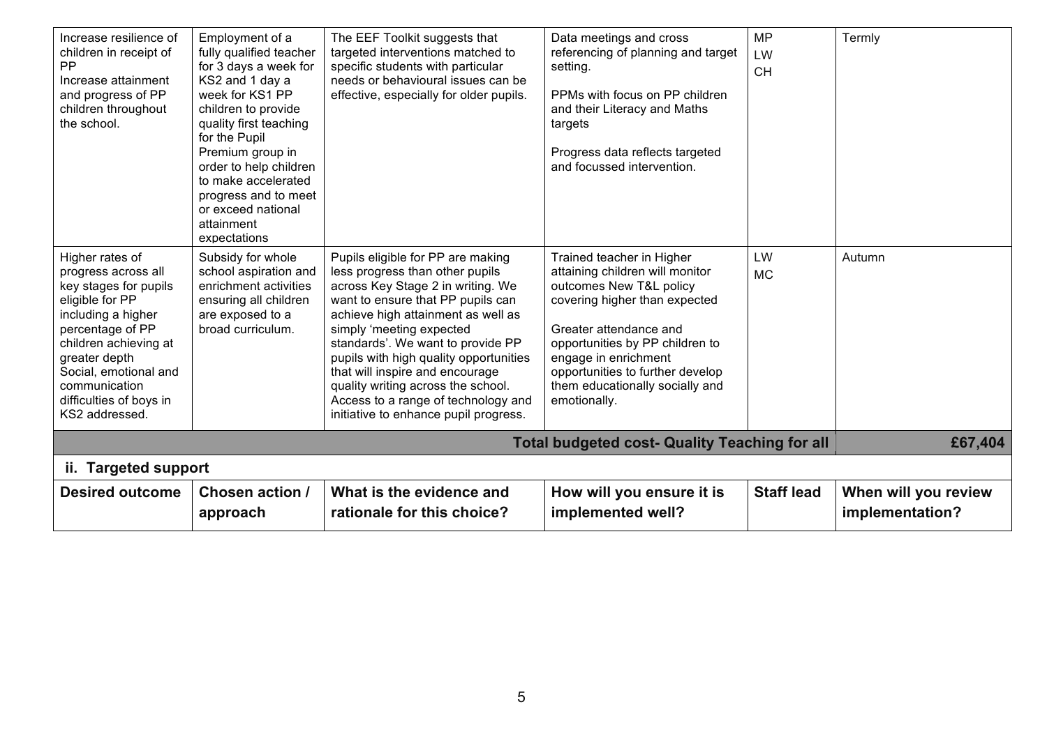| Increase resilience of children in receipt of PP<br>Increase attainment and progress of PP children throughout the school. | Employment of a fully qualified teacher for 3 days a week for KS2 and 1 day a week for KS1 PP children to provide quality first teaching for the Pupil Premium group in order to help children to make accelerated progress and to meet or exceed national attainment expectations | The EEF Toolkit suggests that targeted interventions matched to specific students with particular needs or behavioural issues can be effective, especially for older pupils. | Data meetings and cross referencing of planning and target setting.<br><br>PPMs with focus on PP children and their Literacy and Maths targets<br><br>Progress data reflects targeted and focussed intervention. | MP<br>LW<br>CH | Termly |
|---|---|---|---|---|---|
| Higher rates of progress across all key stages for pupils eligible for PP including a higher percentage of PP children achieving at greater depth<br>Social, emotional and communication difficulties of boys in KS2 addressed. | Subsidy for whole school aspiration and enrichment activities ensuring all children are exposed to a broad curriculum. | Pupils eligible for PP are making less progress than other pupils across Key Stage 2 in writing. We want to ensure that PP pupils can achieve high attainment as well as simply 'meeting expected standards'. We want to provide PP pupils with high quality opportunities that will inspire and encourage quality writing across the school. Access to a range of technology and initiative to enhance pupil progress. | Trained teacher in Higher attaining children will monitor outcomes New T&L policy covering higher than expected<br><br>Greater attendance and opportunities by PP children to engage in enrichment opportunities to further develop them educationally socially and emotionally. | LW<br>MC | Autumn |
| | | | **Total budgeted cost- Quality Teaching for all** | | **£67,404** |

## ii. Targeted support

| Desired outcome | Chosen action / approach | What is the evidence and rationale for this choice? | How will you ensure it is implemented well? | Staff lead | When will you review implementation? |
|---|---|---|---|---|---|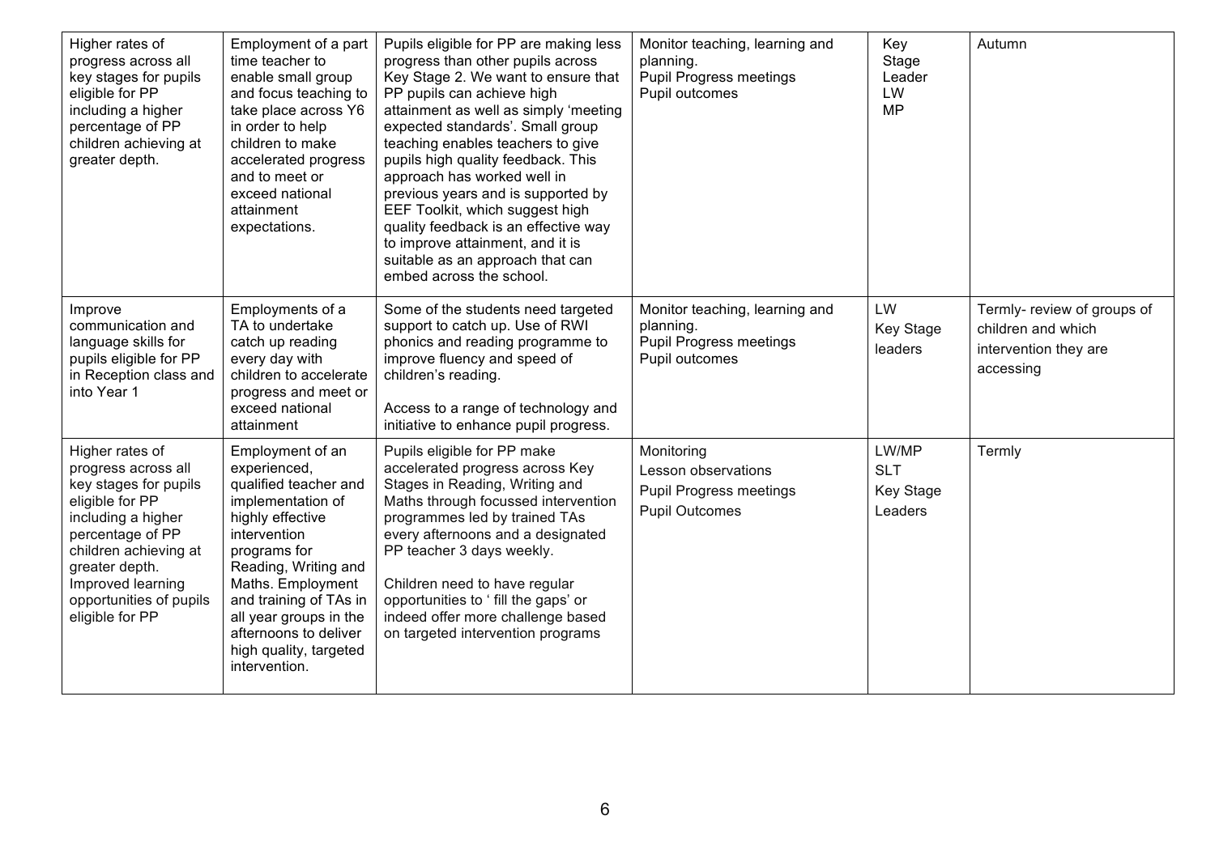| Higher rates of progress across all key stages for pupils eligible for PP including a higher percentage of PP children achieving at greater depth. | Employment of a part time teacher to enable small group and focus teaching to take place across Y6 in order to help children to make accelerated progress and to meet or exceed national attainment expectations. | Pupils eligible for PP are making less progress than other pupils across Key Stage 2. We want to ensure that PP pupils can achieve high attainment as well as simply 'meeting expected standards'. Small group teaching enables teachers to give pupils high quality feedback. This approach has worked well in previous years and is supported by EEF Toolkit, which suggest high quality feedback is an effective way to improve attainment, and it is suitable as an approach that can embed across the school. | Monitor teaching, learning and planning.<br>Pupil Progress meetings<br>Pupil outcomes | Key Stage Leader<br>LW<br>MP | Autumn |
|---|---|---|---|---|---|
| Improve communication and language skills for pupils eligible for PP in Reception class and into Year 1 | Employments of a TA to undertake catch up reading every day with children to accelerate progress and meet or exceed national attainment | Some of the students need targeted support to catch up. Use of RWI phonics and reading programme to improve fluency and speed of children's reading.<br><br>Access to a range of technology and initiative to enhance pupil progress. | Monitor teaching, learning and planning.<br>Pupil Progress meetings<br>Pupil outcomes | LW<br>Key Stage leaders | Termly- review of groups of children and which intervention they are accessing |
| Higher rates of progress across all key stages for pupils eligible for PP including a higher percentage of PP children achieving at greater depth. Improved learning opportunities of pupils eligible for PP | Employment of an experienced, qualified teacher and implementation of highly effective intervention programs for Reading, Writing and Maths. Employment and training of TAs in all year groups in the afternoons to deliver high quality, targeted intervention. | Pupils eligible for PP make accelerated progress across Key Stages in Reading, Writing and Maths through focussed intervention programmes led by trained TAs every afternoons and a designated PP teacher 3 days weekly.<br><br>Children need to have regular opportunities to ' fill the gaps' or indeed offer more challenge based on targeted intervention programs | Monitoring<br>Lesson observations<br>Pupil Progress meetings<br>Pupil Outcomes | LW/MP<br>SLT<br>Key Stage Leaders | Termly |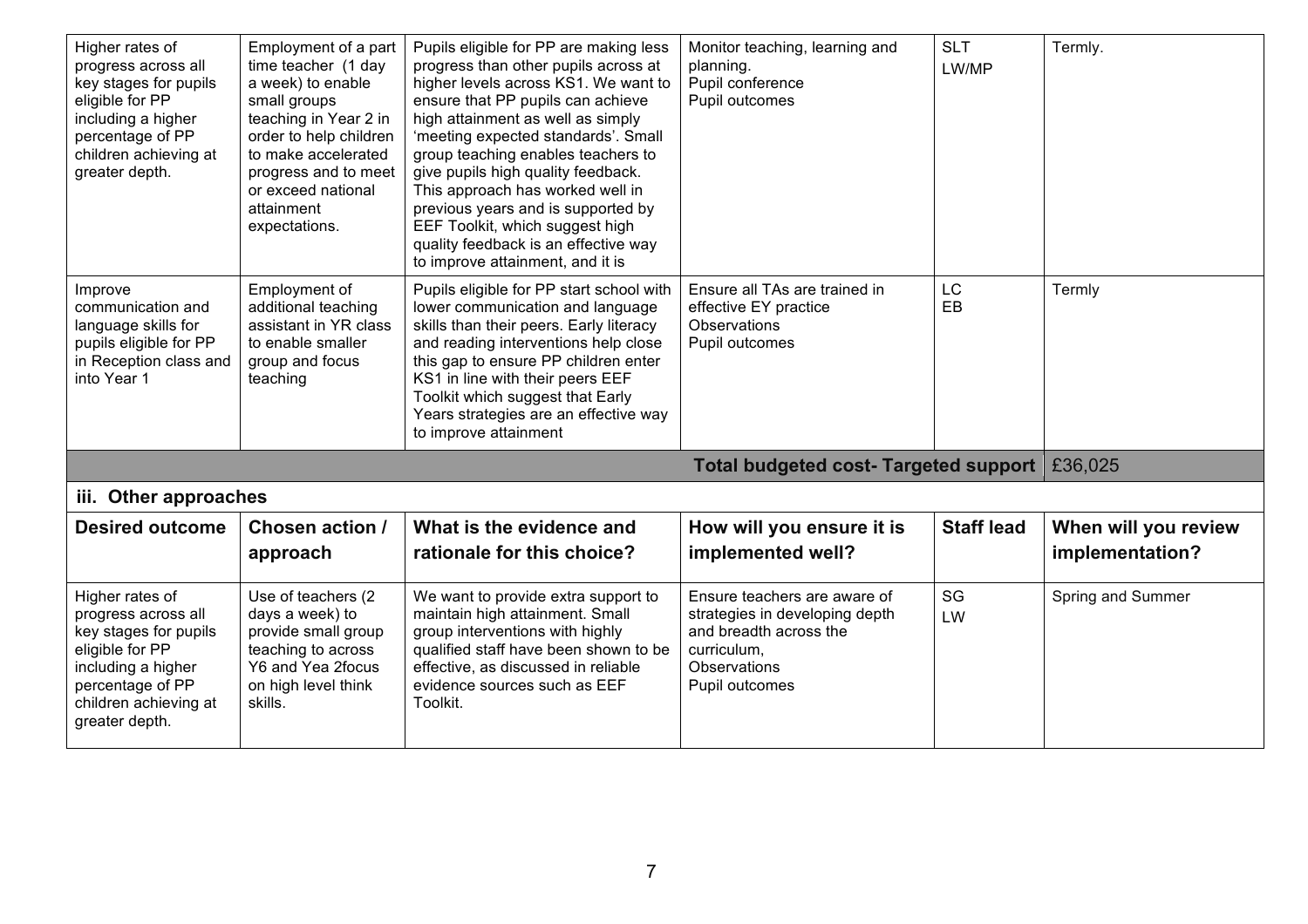| Higher rates of progress across all key stages for pupils eligible for PP including a higher percentage of PP children achieving at greater depth. | Employment of a part time teacher (1 day a week) to enable small groups teaching in Year 2 in order to help children to make accelerated progress and to meet or exceed national attainment expectations. | Pupils eligible for PP are making less progress than other pupils across at higher levels across KS1. We want to ensure that PP pupils can achieve high attainment as well as simply 'meeting expected standards'. Small group teaching enables teachers to give pupils high quality feedback. This approach has worked well in previous years and is supported by EEF Toolkit, which suggest high quality feedback is an effective way to improve attainment, and it is | Monitor teaching, learning and planning.<br>Pupil conference<br>Pupil outcomes | SLT<br>LW/MP | Termly. |
|---|---|---|---|---|---|
| Improve communication and language skills for pupils eligible for PP in Reception class and into Year 1 | Employment of additional teaching assistant in YR class to enable smaller group and focus teaching | Pupils eligible for PP start school with lower communication and language skills than their peers. Early literacy and reading interventions help close this gap to ensure PP children enter KS1 in line with their peers EEF Toolkit which suggest that Early Years strategies are an effective way to improve attainment | Ensure all TAs are trained in effective EY practice<br>Observations<br>Pupil outcomes | LC<br>EB | Termly |
| | | | **Total budgeted cost- Targeted support** | | £36,025 |

## iii. Other approaches

| Desired outcome | Chosen action / approach | What is the evidence and rationale for this choice? | How will you ensure it is implemented well? | Staff lead | When will you review implementation? |
|---|---|---|---|---|---|
| Higher rates of progress across all key stages for pupils eligible for PP including a higher percentage of PP children achieving at greater depth. | Use of teachers (2 days a week) to provide small group teaching to across Y6 and Yea 2focus on high level think skills. | We want to provide extra support to maintain high attainment. Small group interventions with highly qualified staff have been shown to be effective, as discussed in reliable evidence sources such as EEF Toolkit. | Ensure teachers are aware of strategies in developing depth and breadth across the curriculum,<br>Observations<br>Pupil outcomes | SG<br>LW | Spring and Summer |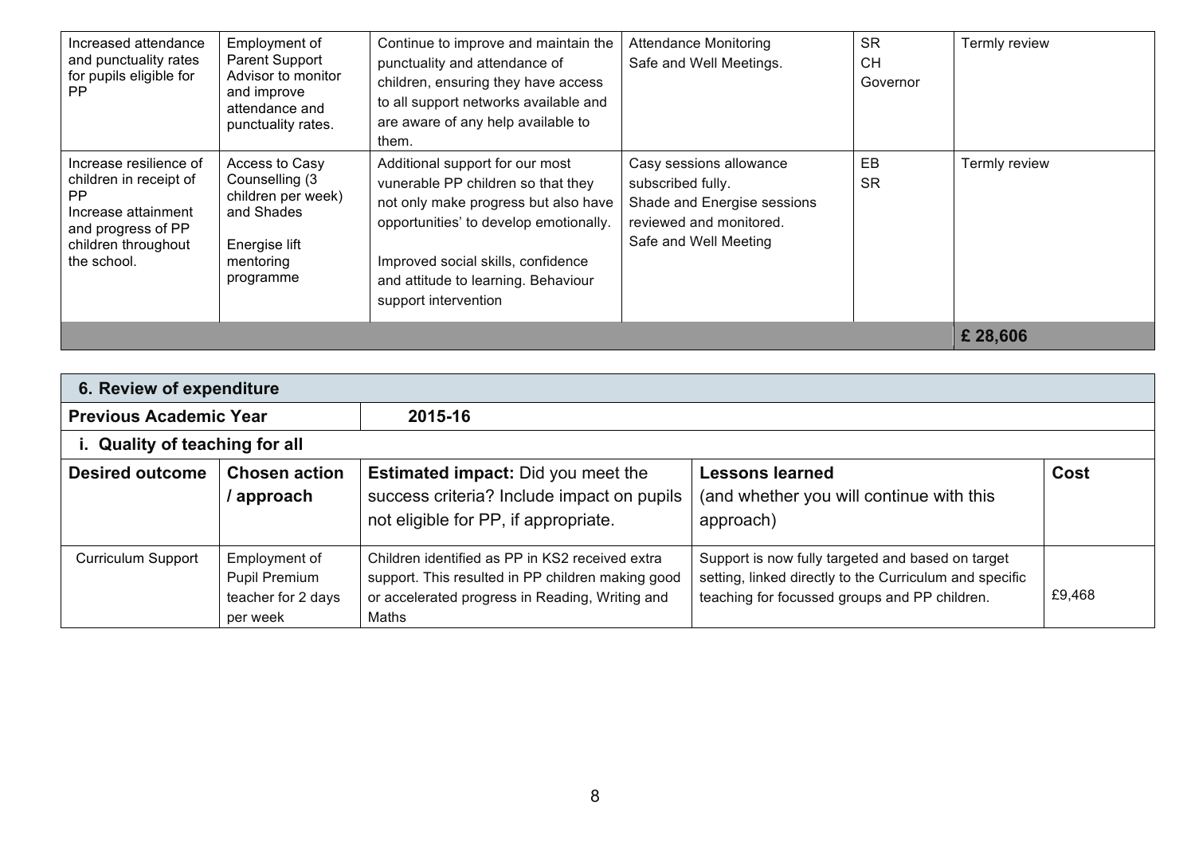| | | | | | |
|---|---|---|---|---|---|
| Increased attendance and punctuality rates for pupils eligible for PP | Employment of Parent Support Advisor to monitor and improve attendance and punctuality rates. | Continue to improve and maintain the punctuality and attendance of children, ensuring they have access to all support networks available and are aware of any help available to them. | Attendance Monitoring<br>Safe and Well Meetings. | SR<br>CH<br>Governor | Termly review |
| Increase resilience of children in receipt of PP<br>Increase attainment and progress of PP children throughout the school. | Access to Casy Counselling (3 children per week) and Shades<br><br>Energise lift mentoring programme | Additional support for our most vunerable PP children so that they not only make progress but also have opportunities' to develop emotionally.<br><br>Improved social skills, confidence and attitude to learning. Behaviour support intervention | Casy sessions allowance subscribed fully.<br>Shade and Energise sessions reviewed and monitored.<br>Safe and Well Meeting | EB<br>SR | Termly review |
| | | | | | **£ 28,606** |

| **6. Review of expenditure** | | | | |
|---|---|---|---|---|
| **Previous Academic Year** | **2015-16** | | | |
| **i. Quality of teaching for all** | | | | |
| **Desired outcome** | **Chosen action / approach** | **Estimated impact:** Did you meet the success criteria? Include impact on pupils not eligible for PP, if appropriate. | **Lessons learned** (and whether you will continue with this approach) | **Cost** |
| Curriculum Support | Employment of Pupil Premium teacher for 2 days per week | Children identified as PP in KS2 received extra support. This resulted in PP children making good or accelerated progress in Reading, Writing and Maths | Support is now fully targeted and based on target setting, linked directly to the Curriculum and specific teaching for focussed groups and PP children. | £9,468 |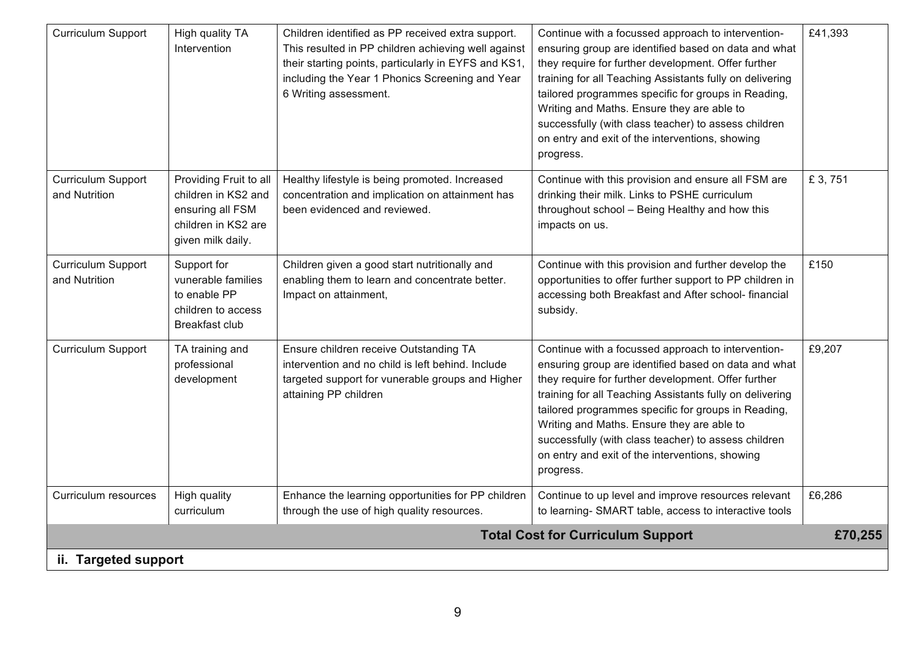| Curriculum Support | High quality TA Intervention | Children identified as PP received extra support. This resulted in PP children achieving well against their starting points, particularly in EYFS and KS1, including the Year 1 Phonics Screening and Year 6 Writing assessment. | Continue with a focussed approach to intervention- ensuring group are identified based on data and what they require for further development. Offer further training for all Teaching Assistants fully on delivering tailored programmes specific for groups in Reading, Writing and Maths. Ensure they are able to successfully (with class teacher) to assess children on entry and exit of the interventions, showing progress. | £41,393 |
|---|---|---|---|---|
| Curriculum Support and Nutrition | Providing Fruit to all children in KS2 and ensuring all FSM children in KS2 are given milk daily. | Healthy lifestyle is being promoted. Increased concentration and implication on attainment has been evidenced and reviewed. | Continue with this provision and ensure all FSM are drinking their milk. Links to PSHE curriculum throughout school – Being Healthy and how this impacts on us. | £ 3, 751 |
| Curriculum Support and Nutrition | Support for vunerable families to enable PP children to access Breakfast club | Children given a good start nutritionally and enabling them to learn and concentrate better. Impact on attainment, | Continue with this provision and further develop the opportunities to offer further support to PP children in accessing both Breakfast and After school- financial subsidy. | £150 |
| Curriculum Support | TA training and professional development | Ensure children receive Outstanding TA intervention and no child is left behind. Include targeted support for vunerable groups and Higher attaining PP children | Continue with a focussed approach to intervention- ensuring group are identified based on data and what they require for further development. Offer further training for all Teaching Assistants fully on delivering tailored programmes specific for groups in Reading, Writing and Maths. Ensure they are able to successfully (with class teacher) to assess children on entry and exit of the interventions, showing progress. | £9,207 |
| Curriculum resources | High quality curriculum | Enhance the learning opportunities for PP children through the use of high quality resources. | Continue to up level and improve resources relevant to learning- SMART table, access to interactive tools | £6,286 |
| | | | **Total Cost for Curriculum Support** | **£70,255** |
| **ii. Targeted support** | | | | |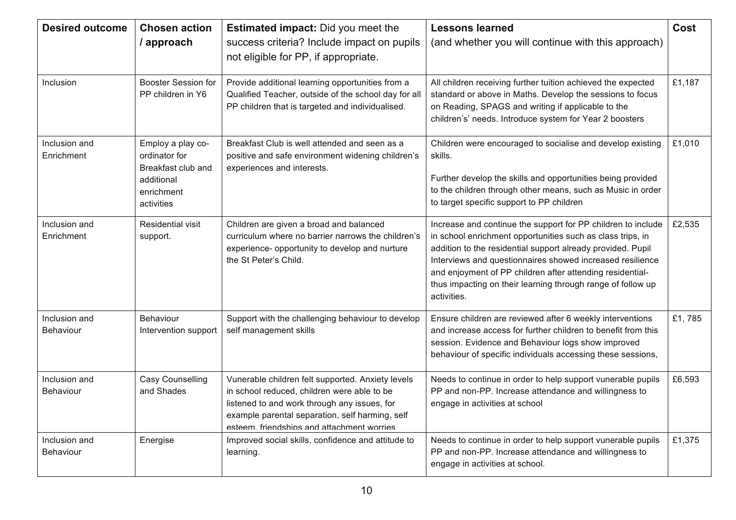| Desired outcome | Chosen action / approach | Estimated impact: Did you meet the success criteria? Include impact on pupils not eligible for PP, if appropriate. | Lessons learned (and whether you will continue with this approach) | Cost |
|---|---|---|---|---|
| Inclusion | Booster Session for PP children in Y6 | Provide additional learning opportunities from a Qualified Teacher, outside of the school day for all PP children that is targeted and individualised. | All children receiving further tuition achieved the expected standard or above in Maths. Develop the sessions to focus on Reading, SPAGS and writing if applicable to the children's' needs. Introduce system for Year 2 boosters | £1,187 |
| Inclusion and Enrichment | Employ a play co-ordinator for Breakfast club and additional enrichment activities | Breakfast Club is well attended and seen as a positive and safe environment widening children's experiences and interests. | Children were encouraged to socialise and develop existing skills.<br><br>Further develop the skills and opportunities being provided to the children through other means, such as Music in order to target specific support to PP children | £1,010 |
| Inclusion and Enrichment | Residential visit support. | Children are given a broad and balanced curriculum where no barrier narrows the children's experience- opportunity to develop and nurture the St Peter's Child. | Increase and continue the support for PP children to include in school enrichment opportunities such as class trips, in addition to the residential support already provided. Pupil Interviews and questionnaires showed increased resilience and enjoyment of PP children after attending residential- thus impacting on their learning through range of follow up activities. | £2,535 |
| Inclusion and Behaviour | Behaviour Intervention support | Support with the challenging behaviour to develop self management skills | Ensure children are reviewed after 6 weekly interventions and increase access for further children to benefit from this session. Evidence and Behaviour logs show improved behaviour of specific individuals accessing these sessions, | £1, 785 |
| Inclusion and Behaviour | Casy Counselling and Shades | Vunerable children felt supported. Anxiety levels in school reduced, children were able to be listened to and work through any issues, for example parental separation, self harming, self esteem, friendships and attachment worries | Needs to continue in order to help support vunerable pupils PP and non-PP. Increase attendance and willingness to engage in activities at school | £6,593 |
| Inclusion and Behaviour | Energise | Improved social skills, confidence and attitude to learning. | Needs to continue in order to help support vunerable pupils PP and non-PP. Increase attendance and willingness to engage in activities at school. | £1,375 |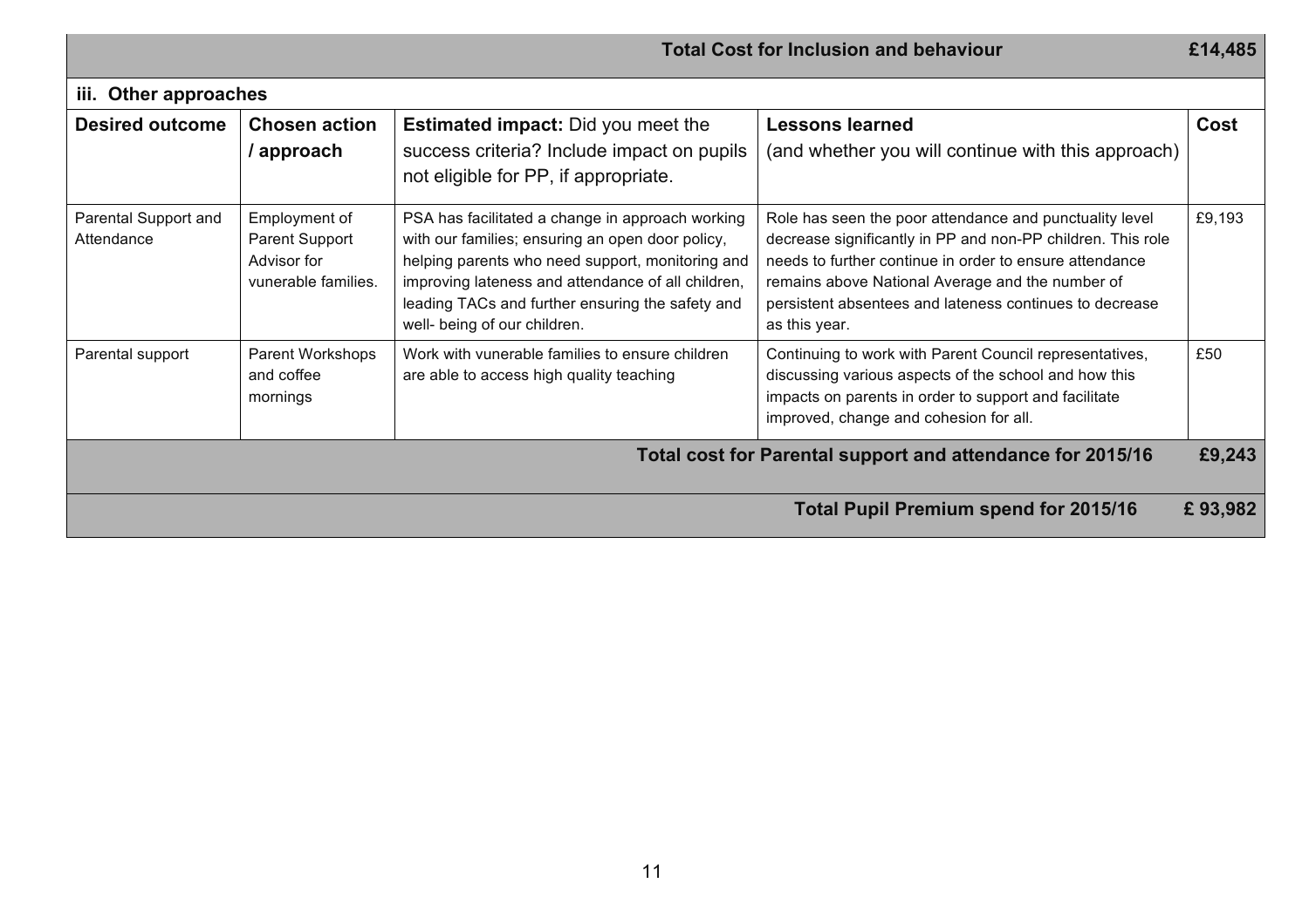| | | | | |
|---|---|---|---|---|
| | | | **Total Cost for Inclusion and behaviour** | **£14,485** |

### iii. Other approaches

| Desired outcome | Chosen action / approach | Estimated impact: Did you meet the success criteria? Include impact on pupils not eligible for PP, if appropriate. | Lessons learned (and whether you will continue with this approach) | Cost |
|---|---|---|---|---|
| Parental Support and Attendance | Employment of Parent Support Advisor for vunerable families. | PSA has facilitated a change in approach working with our families; ensuring an open door policy, helping parents who need support, monitoring and improving lateness and attendance of all children, leading TACs and further ensuring the safety and well- being of our children. | Role has seen the poor attendance and punctuality level decrease significantly in PP and non-PP children. This role needs to further continue in order to ensure attendance remains above National Average and the number of persistent absentees and lateness continues to decrease as this year. | £9,193 |
| Parental support | Parent Workshops and coffee mornings | Work with vunerable families to ensure children are able to access high quality teaching | Continuing to work with Parent Council representatives, discussing various aspects of the school and how this impacts on parents in order to support and facilitate improved, change and cohesion for all. | £50 |
| | | | **Total cost for Parental support and attendance for 2015/16** | **£9,243** |
| | | | **Total Pupil Premium spend for 2015/16** | **£ 93,982** |